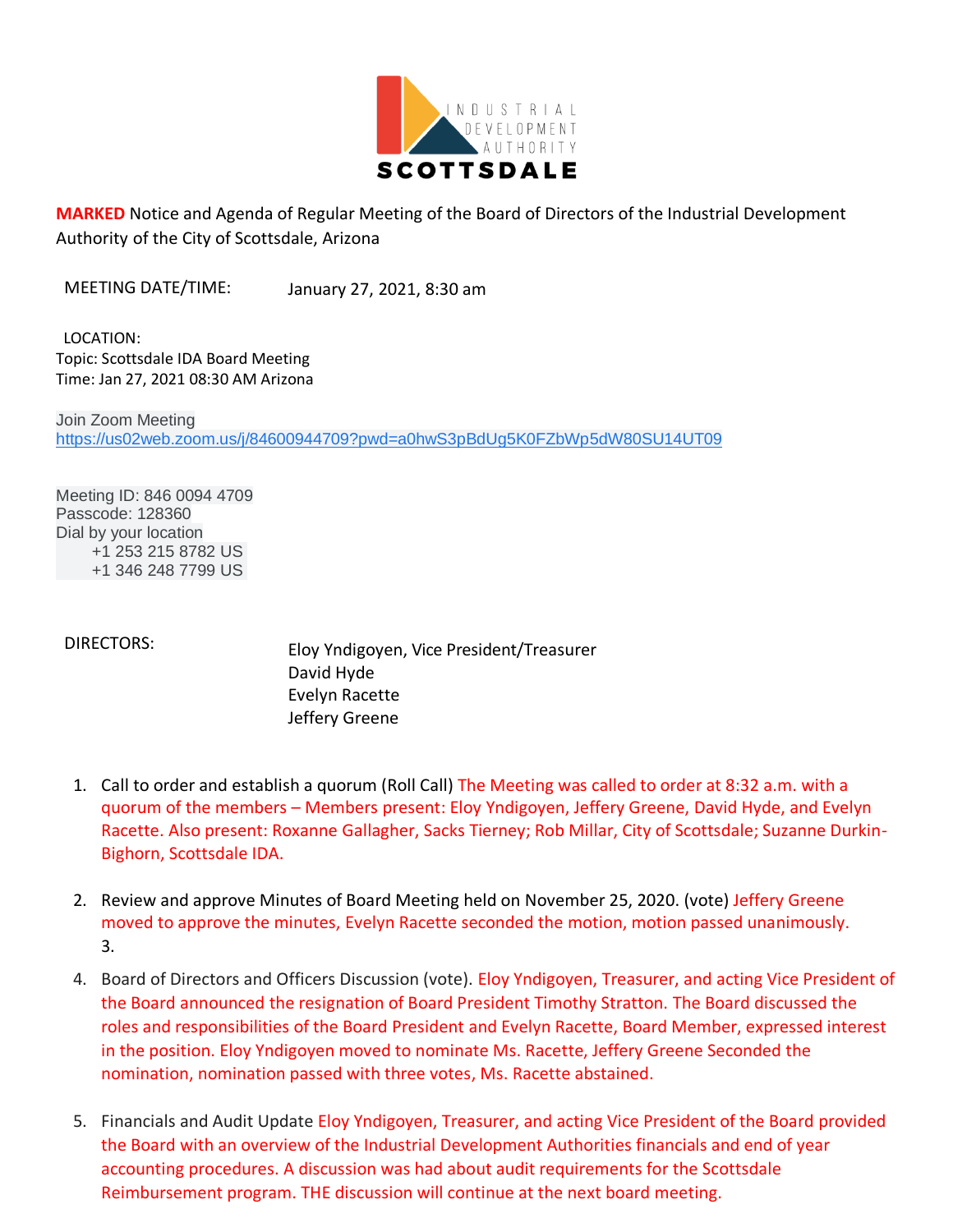INDUSTRIAL DEVELOPMENT AUTHORITY SCOTTSDALE

**MARKED** Notice and Agenda of Regular Meeting of the Board of Directors of the Industrial Development Authority of the City of Scottsdale, Arizona

MEETING DATE/TIME: January 27, 2021, 8:30 am

LOCATION:
Topic: Scottsdale IDA Board Meeting
Time: Jan 27, 2021 08:30 AM Arizona

Join Zoom Meeting
https://us02web.zoom.us/j/84600944709?pwd=a0hwS3pBdUg5K0FZbWp5dW80SU14UT09

Meeting ID: 846 0094 4709
Passcode: 128360
Dial by your location
+1 253 215 8782 US
+1 346 248 7799 US

DIRECTORS:
Eloy Yndigoyen, Vice President/Treasurer
David Hyde
Evelyn Racette
Jeffery Greene

1. Call to order and establish a quorum (Roll Call) The Meeting was called to order at 8:32 a.m. with a quorum of the members – Members present: Eloy Yndigoyen, Jeffery Greene, David Hyde, and Evelyn Racette. Also present: Roxanne Gallagher, Sacks Tierney; Rob Millar, City of Scottsdale; Suzanne Durkin-Bighorn, Scottsdale IDA.

2. Review and approve Minutes of Board Meeting held on November 25, 2020. (vote) Jeffery Greene moved to approve the minutes, Evelyn Racette seconded the motion, motion passed unanimously.
3.

4. Board of Directors and Officers Discussion (vote). Eloy Yndigoyen, Treasurer, and acting Vice President of the Board announced the resignation of Board President Timothy Stratton. The Board discussed the roles and responsibilities of the Board President and Evelyn Racette, Board Member, expressed interest in the position. Eloy Yndigoyen moved to nominate Ms. Racette, Jeffery Greene Seconded the nomination, nomination passed with three votes, Ms. Racette abstained.

5. Financials and Audit Update Eloy Yndigoyen, Treasurer, and acting Vice President of the Board provided the Board with an overview of the Industrial Development Authorities financials and end of year accounting procedures. A discussion was had about audit requirements for the Scottsdale Reimbursement program. THE discussion will continue at the next board meeting.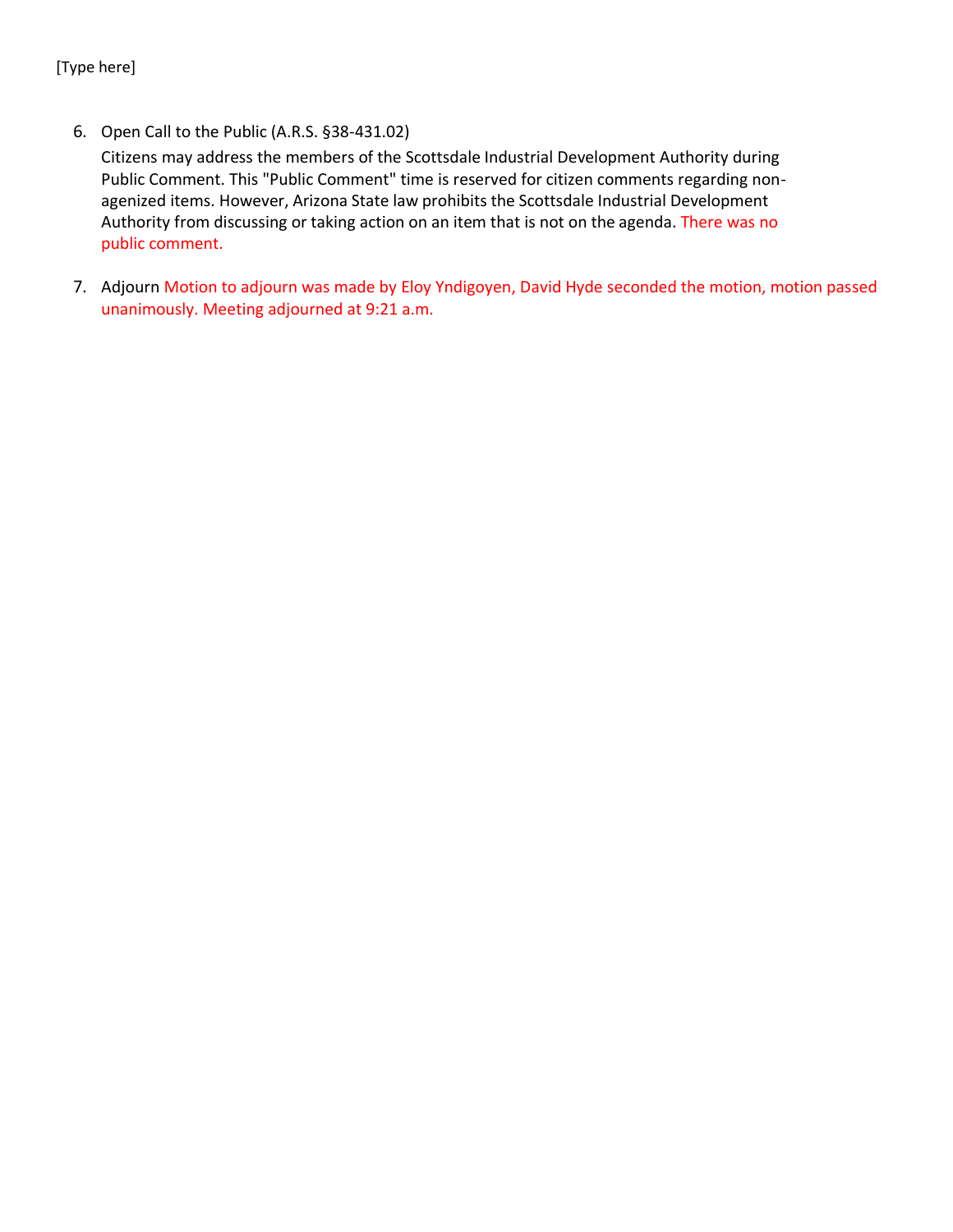[Type here]

6. Open Call to the Public (A.R.S. §38-431.02)

   Citizens may address the members of the Scottsdale Industrial Development Authority during Public Comment. This "Public Comment" time is reserved for citizen comments regarding non-agenized items. However, Arizona State law prohibits the Scottsdale Industrial Development Authority from discussing or taking action on an item that is not on the agenda. There was no public comment.

7. Adjourn Motion to adjourn was made by Eloy Yndigoyen, David Hyde seconded the motion, motion passed unanimously. Meeting adjourned at 9:21 a.m.